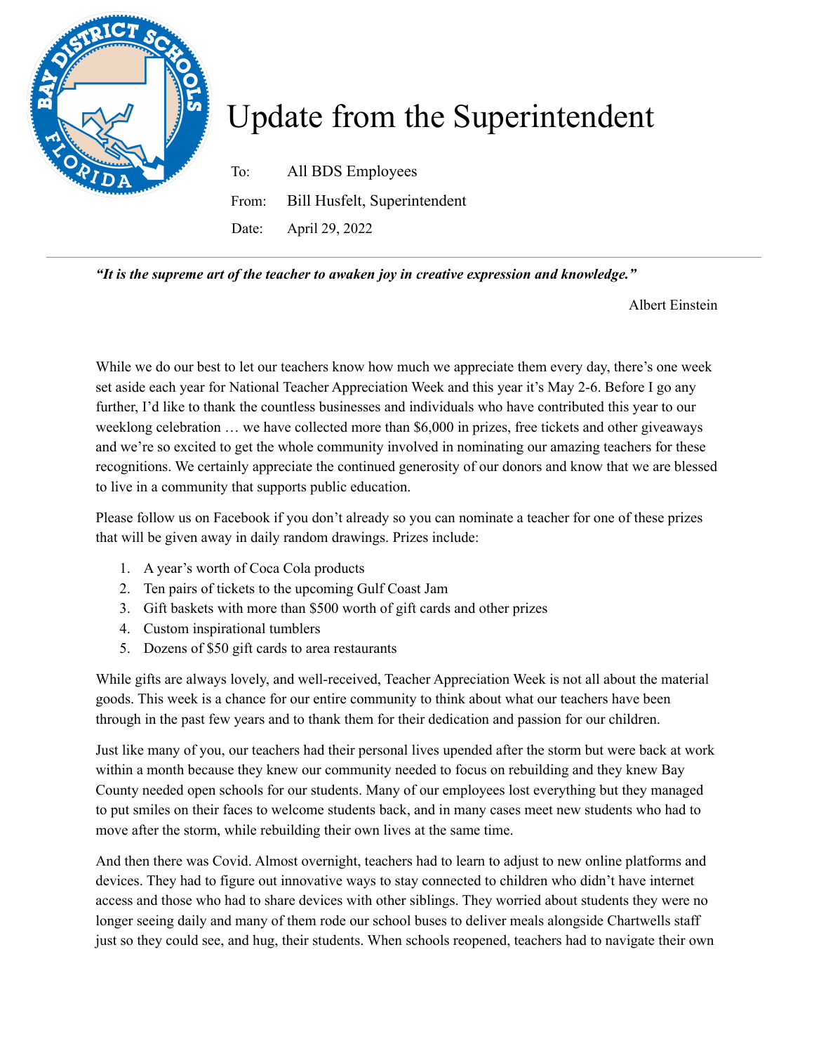# Update from the Superintendent

To: All BDS Employees

From: Bill Husfelt, Superintendent

Date: April 29, 2022

---

***"It is the supreme art of the teacher to awaken joy in creative expression and knowledge."***

Albert Einstein

While we do our best to let our teachers know how much we appreciate them every day, there's one week set aside each year for National Teacher Appreciation Week and this year it's May 2-6. Before I go any further, I'd like to thank the countless businesses and individuals who have contributed this year to our weeklong celebration … we have collected more than $6,000 in prizes, free tickets and other giveaways and we're so excited to get the whole community involved in nominating our amazing teachers for these recognitions. We certainly appreciate the continued generosity of our donors and know that we are blessed to live in a community that supports public education.

Please follow us on Facebook if you don't already so you can nominate a teacher for one of these prizes that will be given away in daily random drawings. Prizes include:

1. A year's worth of Coca Cola products
2. Ten pairs of tickets to the upcoming Gulf Coast Jam
3. Gift baskets with more than $500 worth of gift cards and other prizes
4. Custom inspirational tumblers
5. Dozens of $50 gift cards to area restaurants

While gifts are always lovely, and well-received, Teacher Appreciation Week is not all about the material goods. This week is a chance for our entire community to think about what our teachers have been through in the past few years and to thank them for their dedication and passion for our children.

Just like many of you, our teachers had their personal lives upended after the storm but were back at work within a month because they knew our community needed to focus on rebuilding and they knew Bay County needed open schools for our students. Many of our employees lost everything but they managed to put smiles on their faces to welcome students back, and in many cases meet new students who had to move after the storm, while rebuilding their own lives at the same time.

And then there was Covid. Almost overnight, teachers had to learn to adjust to new online platforms and devices. They had to figure out innovative ways to stay connected to children who didn't have internet access and those who had to share devices with other siblings. They worried about students they were no longer seeing daily and many of them rode our school buses to deliver meals alongside Chartwells staff just so they could see, and hug, their students. When schools reopened, teachers had to navigate their own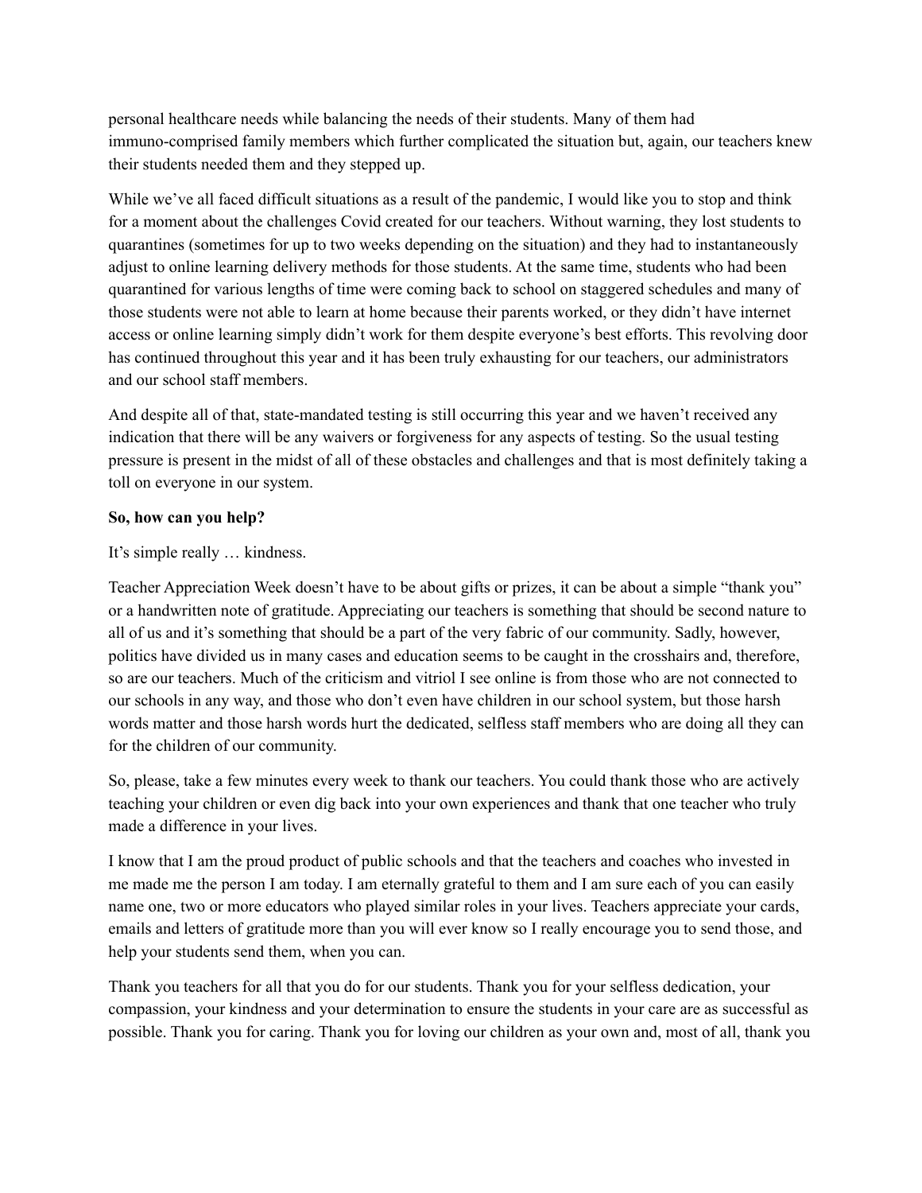personal healthcare needs while balancing the needs of their students. Many of them had immuno-comprised family members which further complicated the situation but, again, our teachers knew their students needed them and they stepped up.

While we've all faced difficult situations as a result of the pandemic, I would like you to stop and think for a moment about the challenges Covid created for our teachers. Without warning, they lost students to quarantines (sometimes for up to two weeks depending on the situation) and they had to instantaneously adjust to online learning delivery methods for those students. At the same time, students who had been quarantined for various lengths of time were coming back to school on staggered schedules and many of those students were not able to learn at home because their parents worked, or they didn't have internet access or online learning simply didn't work for them despite everyone's best efforts. This revolving door has continued throughout this year and it has been truly exhausting for our teachers, our administrators and our school staff members.

And despite all of that, state-mandated testing is still occurring this year and we haven't received any indication that there will be any waivers or forgiveness for any aspects of testing. So the usual testing pressure is present in the midst of all of these obstacles and challenges and that is most definitely taking a toll on everyone in our system.

**So, how can you help?**

It's simple really … kindness.

Teacher Appreciation Week doesn't have to be about gifts or prizes, it can be about a simple "thank you" or a handwritten note of gratitude. Appreciating our teachers is something that should be second nature to all of us and it's something that should be a part of the very fabric of our community. Sadly, however, politics have divided us in many cases and education seems to be caught in the crosshairs and, therefore, so are our teachers. Much of the criticism and vitriol I see online is from those who are not connected to our schools in any way, and those who don't even have children in our school system, but those harsh words matter and those harsh words hurt the dedicated, selfless staff members who are doing all they can for the children of our community.

So, please, take a few minutes every week to thank our teachers. You could thank those who are actively teaching your children or even dig back into your own experiences and thank that one teacher who truly made a difference in your lives.

I know that I am the proud product of public schools and that the teachers and coaches who invested in me made me the person I am today. I am eternally grateful to them and I am sure each of you can easily name one, two or more educators who played similar roles in your lives. Teachers appreciate your cards, emails and letters of gratitude more than you will ever know so I really encourage you to send those, and help your students send them, when you can.

Thank you teachers for all that you do for our students. Thank you for your selfless dedication, your compassion, your kindness and your determination to ensure the students in your care are as successful as possible. Thank you for caring. Thank you for loving our children as your own and, most of all, thank you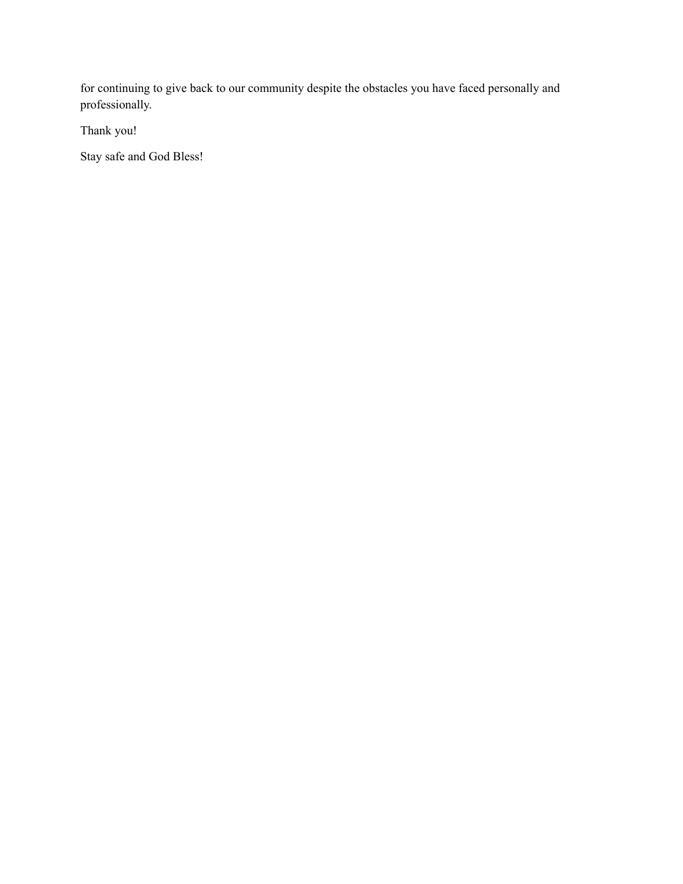for continuing to give back to our community despite the obstacles you have faced personally and professionally.

Thank you!

Stay safe and God Bless!